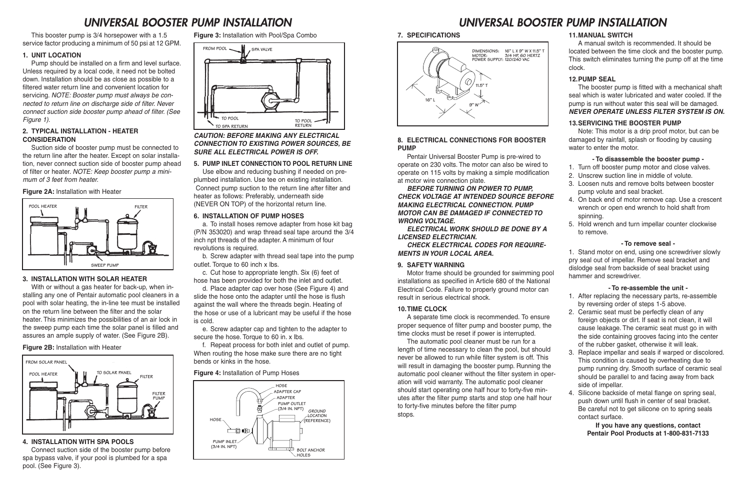# UNIVERSAL BOOSTER PUMP INSTALLATION

This booster pump is 3/4 horsepower with a 1.5 service factor producing a minimum of 50 psi at 12 GPM.

### 1. UNIT LOCATION

Pump should be installed on a firm and level surface. Unless required by a local code, it need not be bolted down. Installation should be as close as possible to a filtered water return line and convenient location for servicing. *NOTE: Booster pump must always be connected to return line on discharge side of filter. Never connect suction side booster pump ahead of filter. (See Figure 1).*

### 2. TYPICAL INSTALLATION - HEATER CONSIDERATION

Suction side of booster pump must be connected to the return line after the heater. Except on solar installation, never connect suction side of booster pump ahead of filter or heater. *NOTE: Keep booster pump a minimum of 3 feet from heater.*

**Figure 2A:** Installation with Heater

### 3. INSTALLATION WITH SOLAR HEATER

With or without a gas heater for back-up, when installing any one of Pentair automatic pool cleaners in a pool with solar heating, the in-line tee must be installed on the return line between the filter and the solar heater. This minimizes the possibilities of an air lock in the sweep pump each time the solar panel is filled and assures an ample supply of water. (See Figure 2B).

**Figure 2B:** Installation with Heater

### 4. INSTALLATION WITH SPA POOLS

Connect suction side of the booster pump before spa bypass valve, if your pool is plumbed for a spa pool. (See Figure 3).

**Figure 3:** Installation with Pool/Spa Combo

***CAUTION: BEFORE MAKING ANY ELECTRICAL CONNECTION TO EXISTING POWER SOURCES, BE SURE ALL ELECTRICAL POWER IS OFF.***

### 5. PUMP INLET CONNECTION TO POOL RETURN LINE

Use elbow and reducing bushing if needed on pre-plumbed installation. Use tee on existing installation. Connect pump suction to the return line after filter and heater as follows: Preferably, underneath side (NEVER ON TOP) of the horizontal return line.

### 6. INSTALLATION OF PUMP HOSES

a. To install hoses remove adapter from hose kit bag (P/N 353020) and wrap thread seal tape around the 3/4 inch npt threads of the adapter. A minimum of four revolutions is required.

b. Screw adapter with thread seal tape into the pump outlet. Torque to 60 inch x lbs.

c. Cut hose to appropriate length. Six (6) feet of hose has been provided for both the inlet and outlet.

d. Place adapter cap over hose (See Figure 4) and slide the hose onto the adapter until the hose is flush against the wall where the threads begin. Heating of the hose or use of a lubricant may be useful if the hose is cold.

e. Screw adapter cap and tighten to the adapter to secure the hose. Torque to 60 in. x lbs.

f. Repeat process for both inlet and outlet of pump. When routing the hose make sure there are no tight bends or kinks in the hose.

**Figure 4:** Installation of Pump Hoses

### 7. SPECIFICATIONS

DIMENSIONS: 16" L X 9" W X 11.5" T
MOTOR: 3/4 HP, 60 HERTZ
POWER SUPPLY: 120/240 VAC

### 8. ELECTRICAL CONNECTIONS FOR BOOSTER PUMP

Pentair Universal Booster Pump is pre-wired to operate on 230 volts. The motor can also be wired to operate on 115 volts by making a simple modification at motor wire connection plate.

***BEFORE TURNING ON POWER TO PUMP, CHECK VOLTAGE AT INTENDED SOURCE BEFORE MAKING ELECTRICAL CONNECTION. PUMP MOTOR CAN BE DAMAGED IF CONNECTED TO WRONG VOLTAGE.***

***ELECTRICAL WORK SHOULD BE DONE BY A LICENSED ELECTRICIAN.***

***CHECK ELECTRICAL CODES FOR REQUIREMENTS IN YOUR LOCAL AREA.***

### 9. SAFETY WARNING

Motor frame should be grounded for swimming pool installations as specified in Article 680 of the National Electrical Code. Failure to properly ground motor can result in serious electrical shock.

### 10. TIME CLOCK

A separate time clock is recommended. To ensure proper sequence of filter pump and booster pump, the time clocks must be reset if power is interrupted.

The automatic pool cleaner must be run for a length of time necessary to clean the pool, but should never be allowed to run while filter system is off. This will result in damaging the booster pump. Running the automatic pool cleaner without the filter system in operation will void warranty. The automatic pool cleaner should start operating one half hour to forty-five minutes after the filter pump starts and stop one half hour to forty-five minutes before the filter pump stops.

### 11. MANUAL SWITCH

A manual switch is recommended. It should be located between the time clock and the booster pump. This switch eliminates turning the pump off at the time clock.

### 12. PUMP SEAL

The booster pump is fitted with a mechanical shaft seal which is water lubricated and water cooled. If the pump is run without water this seal will be damaged. ***NEVER OPERATE UNLESS FILTER SYSTEM IS ON.***

### 13. SERVICING THE BOOSTER PUMP

Note: This motor is a drip proof motor, but can be damaged by rainfall, splash or flooding by causing water to enter the motor.

**- To disassemble the booster pump -**

1. Turn off booster pump motor and close valves.
2. Unscrew suction line in middle of volute.
3. Loosen nuts and remove bolts between booster pump volute and seal bracket.
4. On back end of motor remove cap. Use a crescent wrench or open end wrench to hold shaft from spinning.
5. Hold wrench and turn impellar counter clockwise to remove.

**- To remove seal -**

1. Stand motor on end, using one screwdriver slowly pry seal out of impellar. Remove seal bracket and dislodge seal from backside of seal bracket using hammer and screwdriver.

**- To re-assemble the unit -**

1. After replacing the necessary parts, re-assemble by reversing order of steps 1-5 above.
2. Ceramic seat must be perfectly clean of any foreign objects or dirt. If seat is not clean, it will cause leakage. The ceramic seat must go in with the side containing grooves facing into the center of the rubber gasket, otherwise it will leak.
3. Replace impellar and seals if warped or discolored. This condition is caused by overheating due to pump running dry. Smooth surface of ceramic seal should be parallel to and facing away from back side of impellar.
4. Silicone backside of metal flange on spring seal, push down until flush in center of seal bracket. Be careful not to get silicone on to spring seals contact surface.

**If you have any questions, contact Pentair Pool Products at 1-800-831-7133**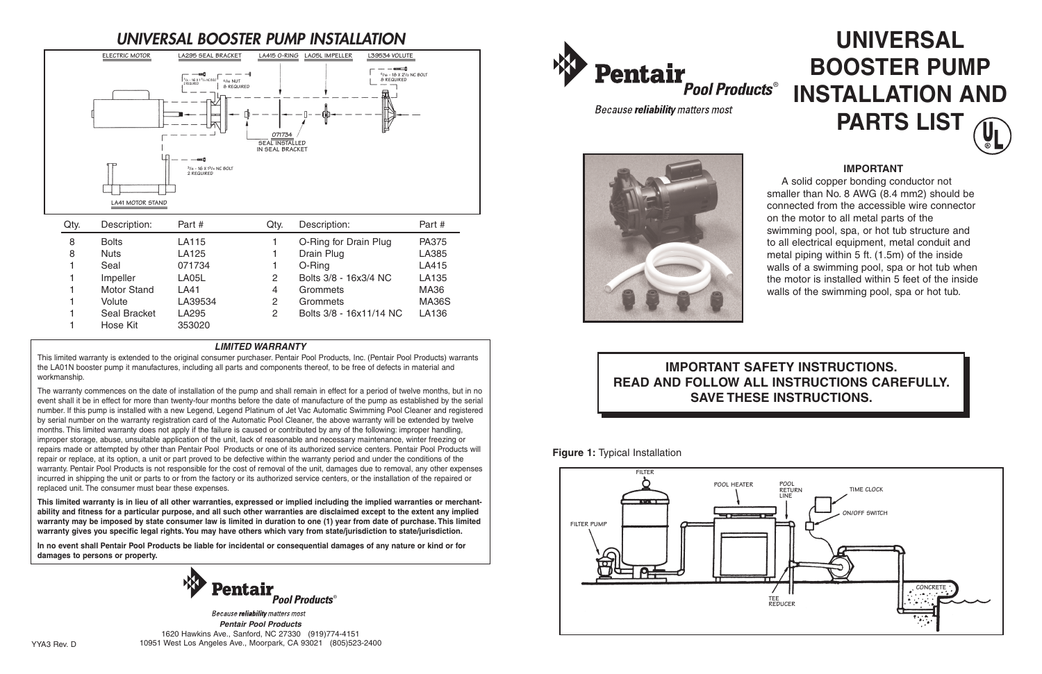## UNIVERSAL BOOSTER PUMP INSTALLATION

ELECTRIC MOTOR

LA295 SEAL BRACKET

LA415 O-RING

LA05L IMPELLER

L39534 VOLUTE

3/8 - 16 X 1 3/4 NC BOLT 2 REQUIRED

3/8 NUT 8 REQUIRED

5/16 - 18 X 2 1/2 NC BOLT 8 REQUIRED

071734 SEAL INSTALLED IN SEAL BRACKET

3/8 - 16 X 1 3/4 NC BOLT 2 REQUIRED

LA41 MOTOR STAND

| Qty. | Description: | Part # | Qty. | Description: | Part # |
|---|---|---|---|---|---|
| 8 | Bolts | LA115 | 1 | O-Ring for Drain Plug | PA375 |
| 8 | Nuts | LA125 | 1 | Drain Plug | LA385 |
| 1 | Seal | 071734 | 1 | O-Ring | LA415 |
| 1 | Impeller | LA05L | 2 | Bolts 3/8 - 16x3/4 NC | LA135 |
| 1 | Motor Stand | LA41 | 4 | Grommets | MA36 |
| 1 | Volute | LA39534 | 2 | Grommets | MA36S |
| 1 | Seal Bracket | LA295 | 2 | Bolts 3/8 - 16x11/14 NC | LA136 |
| 1 | Hose Kit | 353020 | | | |

### *LIMITED WARRANTY*

This limited warranty is extended to the original consumer purchaser. Pentair Pool Products, Inc. (Pentair Pool Products) warrants the LA01N booster pump it manufactures, including all parts and components thereof, to be free of defects in material and workmanship.

The warranty commences on the date of installation of the pump and shall remain in effect for a period of twelve months, but in no event shall it be in effect for more than twenty-four months before the date of manufacture of the pump as established by the serial number. If this pump is installed with a new Legend, Legend Platinum of Jet Vac Automatic Swimming Pool Cleaner and registered by serial number on the warranty registration card of the Automatic Pool Cleaner, the above warranty will be extended by twelve months. This limited warranty does not apply if the failure is caused or contributed by any of the following: improper handling, improper storage, abuse, unsuitable application of the unit, lack of reasonable and necessary maintenance, winter freezing or repairs made or attempted by other than Pentair Pool Products or one of its authorized service centers. Pentair Pool Products will repair or replace, at its option, a unit or part proved to be defective within the warranty period and under the conditions of the warranty. Pentair Pool Products is not responsible for the cost of removal of the unit, damages due to removal, any other expenses incurred in shipping the unit or parts to or from the factory or its authorized service centers, or the installation of the repaired or replaced unit. The consumer must bear these expenses.

**This limited warranty is in lieu of all other warranties, expressed or implied including the implied warranties or merchantability and fitness for a particular purpose, and all such other warranties are disclaimed except to the extent any implied warranty may be imposed by state consumer law is limited in duration to one (1) year from date of purchase. This limited warranty gives you specific legal rights. You may have others which vary from state/jurisdiction to state/jurisdiction.**

**In no event shall Pentair Pool Products be liable for incidental or consequential damages of any nature or kind or for damages to persons or property.**

Pentair Pool Products®

*Because **reliability** matters most*

***Pentair Pool Products***

1620 Hawkins Ave., Sanford, NC 27330 (919)774-4151

10951 West Los Angeles Ave., Moorpark, CA 93021 (805)523-2400

YYA3 Rev. D

Pentair Pool Products®

*Because **reliability** matters most*

# UNIVERSAL BOOSTER PUMP INSTALLATION AND PARTS LIST

**IMPORTANT**

A solid copper bonding conductor not smaller than No. 8 AWG (8.4 mm2) should be connected from the accessible wire connector on the motor to all metal parts of the swimming pool, spa, or hot tub structure and to all electrical equipment, metal conduit and metal piping within 5 ft. (1.5m) of the inside walls of a swimming pool, spa or hot tub when the motor is installed within 5 feet of the inside walls of the swimming pool, spa or hot tub.

**IMPORTANT SAFETY INSTRUCTIONS.**
**READ AND FOLLOW ALL INSTRUCTIONS CAREFULLY.**
**SAVE THESE INSTRUCTIONS.**

**Figure 1:** Typical Installation

FILTER

POOL HEATER

POOL RETURN LINE

TIME CLOCK

ON/OFF SWITCH

FILTER PUMP

CONCRETE

TEE REDUCER